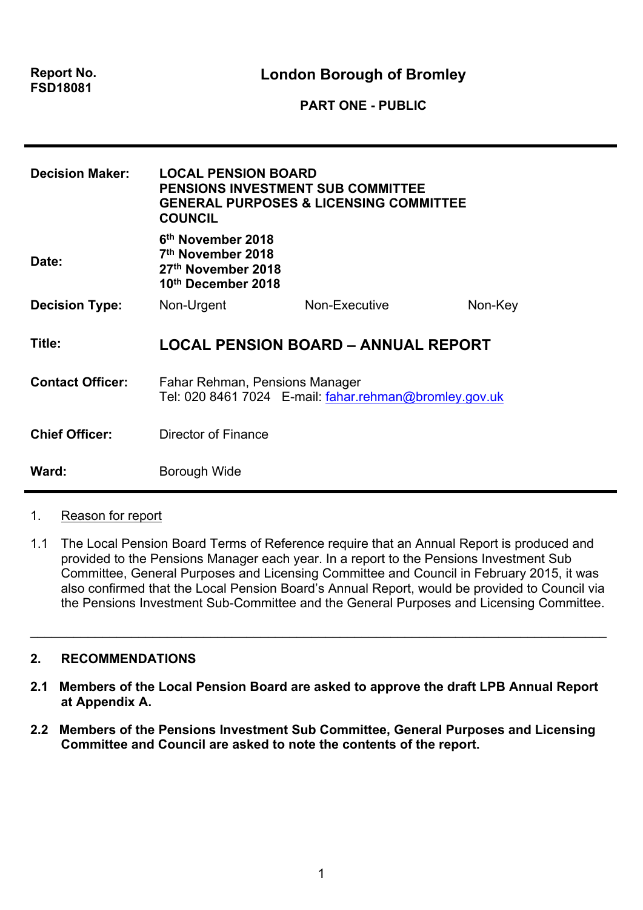**Report No.**
**FSD18081**

# London Borough of Bromley

**PART ONE - PUBLIC**

---

| | | | |
|---|---|---|---|
| **Decision Maker:** | **LOCAL PENSION BOARD**<br>**PENSIONS INVESTMENT SUB COMMITTEE**<br>**GENERAL PURPOSES & LICENSING COMMITTEE**<br>**COUNCIL** | | |
| **Date:** | **6th November 2018**<br>**7th November 2018**<br>**27th November 2018**<br>**10th December 2018** | | |
| **Decision Type:** | Non-Urgent | Non-Executive | Non-Key |
| **Title:** | **LOCAL PENSION BOARD – ANNUAL REPORT** | | |
| **Contact Officer:** | Fahar Rehman, Pensions Manager<br>Tel: 020 8461 7024 E-mail: fahar.rehman@bromley.gov.uk | | |
| **Chief Officer:** | Director of Finance | | |
| **Ward:** | Borough Wide | | |

---

1. Reason for report

1.1 The Local Pension Board Terms of Reference require that an Annual Report is produced and provided to the Pensions Manager each year. In a report to the Pensions Investment Sub Committee, General Purposes and Licensing Committee and Council in February 2015, it was also confirmed that the Local Pension Board's Annual Report, would be provided to Council via the Pensions Investment Sub-Committee and the General Purposes and Licensing Committee.

---

## 2. RECOMMENDATIONS

**2.1 Members of the Local Pension Board are asked to approve the draft LPB Annual Report at Appendix A.**

**2.2 Members of the Pensions Investment Sub Committee, General Purposes and Licensing Committee and Council are asked to note the contents of the report.**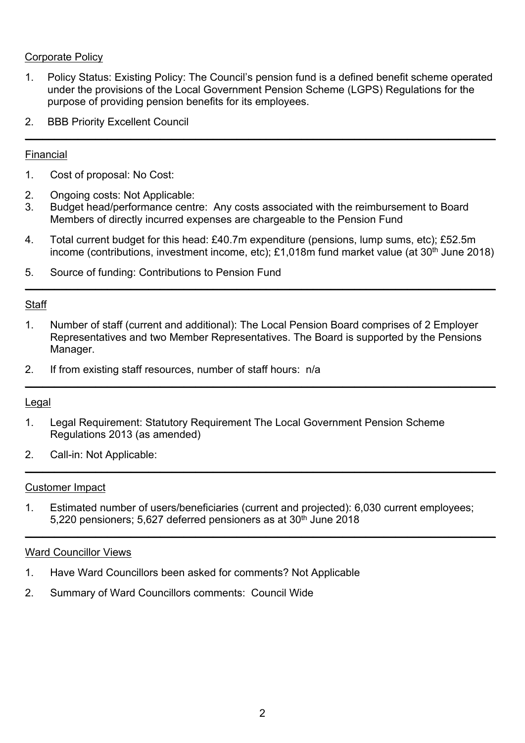Corporate Policy

1. Policy Status: Existing Policy: The Council's pension fund is a defined benefit scheme operated under the provisions of the Local Government Pension Scheme (LGPS) Regulations for the purpose of providing pension benefits for its employees.
2. BBB Priority Excellent Council

---

Financial

1. Cost of proposal: No Cost:
2. Ongoing costs: Not Applicable:
3. Budget head/performance centre: Any costs associated with the reimbursement to Board Members of directly incurred expenses are chargeable to the Pension Fund
4. Total current budget for this head: £40.7m expenditure (pensions, lump sums, etc); £52.5m income (contributions, investment income, etc); £1,018m fund market value (at 30th June 2018)
5. Source of funding: Contributions to Pension Fund

---

Staff

1. Number of staff (current and additional): The Local Pension Board comprises of 2 Employer Representatives and two Member Representatives. The Board is supported by the Pensions Manager.
2. If from existing staff resources, number of staff hours: n/a

---

Legal

1. Legal Requirement: Statutory Requirement The Local Government Pension Scheme Regulations 2013 (as amended)
2. Call-in: Not Applicable:

---

Customer Impact

1. Estimated number of users/beneficiaries (current and projected): 6,030 current employees; 5,220 pensioners; 5,627 deferred pensioners as at 30th June 2018

---

Ward Councillor Views

1. Have Ward Councillors been asked for comments? Not Applicable
2. Summary of Ward Councillors comments: Council Wide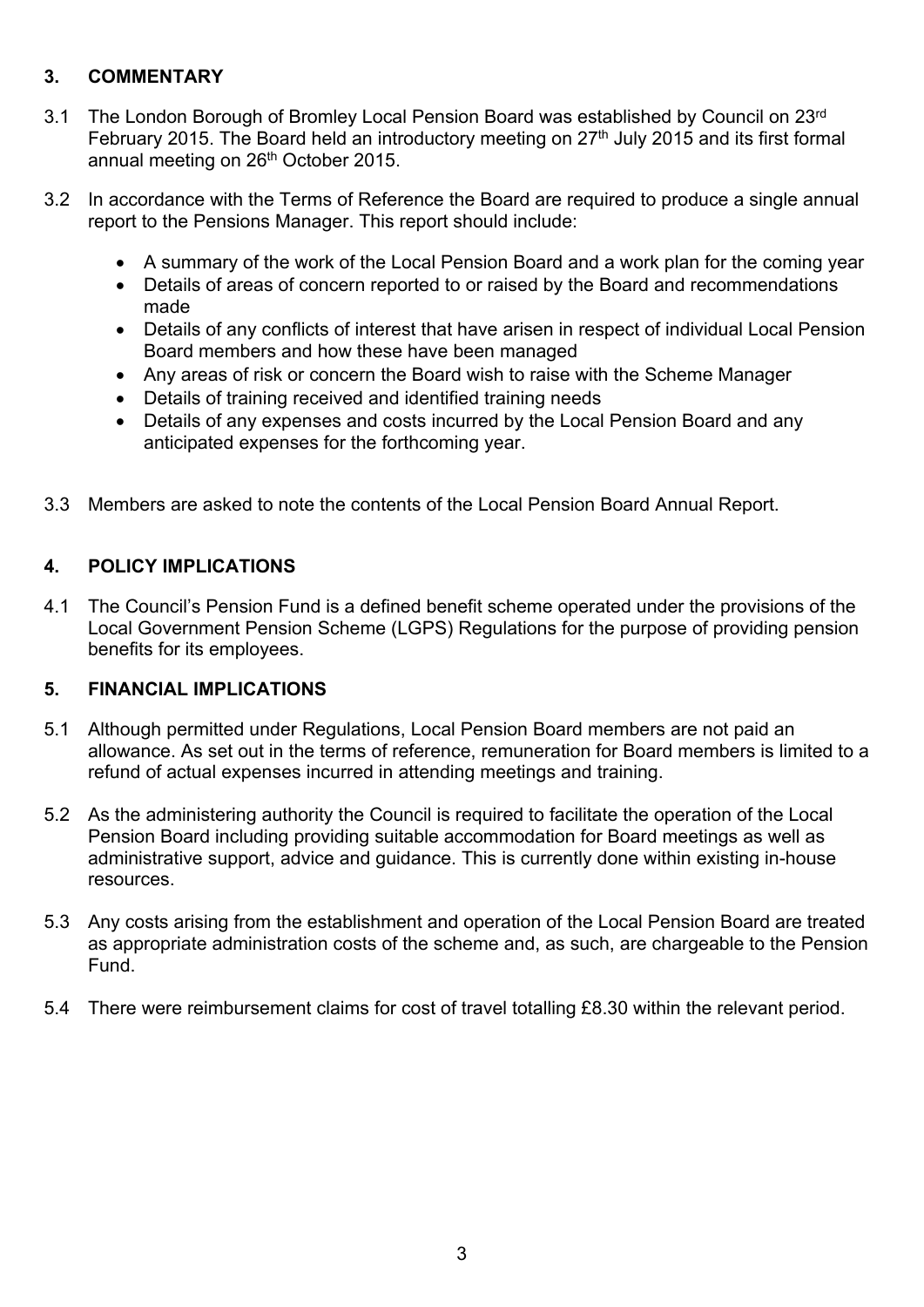## 3. COMMENTARY

3.1 The London Borough of Bromley Local Pension Board was established by Council on 23rd February 2015. The Board held an introductory meeting on 27th July 2015 and its first formal annual meeting on 26th October 2015.

3.2 In accordance with the Terms of Reference the Board are required to produce a single annual report to the Pensions Manager. This report should include:

- A summary of the work of the Local Pension Board and a work plan for the coming year
- Details of areas of concern reported to or raised by the Board and recommendations made
- Details of any conflicts of interest that have arisen in respect of individual Local Pension Board members and how these have been managed
- Any areas of risk or concern the Board wish to raise with the Scheme Manager
- Details of training received and identified training needs
- Details of any expenses and costs incurred by the Local Pension Board and any anticipated expenses for the forthcoming year.

3.3 Members are asked to note the contents of the Local Pension Board Annual Report.

## 4. POLICY IMPLICATIONS

4.1 The Council's Pension Fund is a defined benefit scheme operated under the provisions of the Local Government Pension Scheme (LGPS) Regulations for the purpose of providing pension benefits for its employees.

## 5. FINANCIAL IMPLICATIONS

5.1 Although permitted under Regulations, Local Pension Board members are not paid an allowance. As set out in the terms of reference, remuneration for Board members is limited to a refund of actual expenses incurred in attending meetings and training.

5.2 As the administering authority the Council is required to facilitate the operation of the Local Pension Board including providing suitable accommodation for Board meetings as well as administrative support, advice and guidance. This is currently done within existing in-house resources.

5.3 Any costs arising from the establishment and operation of the Local Pension Board are treated as appropriate administration costs of the scheme and, as such, are chargeable to the Pension Fund.

5.4 There were reimbursement claims for cost of travel totalling £8.30 within the relevant period.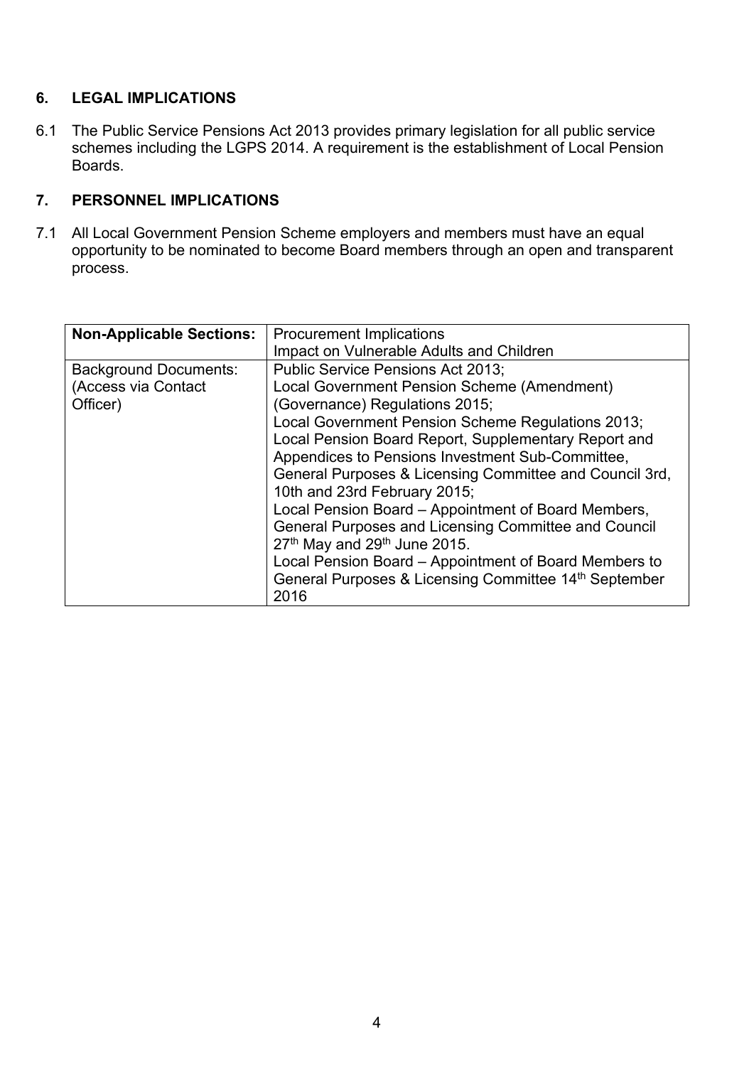## 6. LEGAL IMPLICATIONS

6.1 The Public Service Pensions Act 2013 provides primary legislation for all public service schemes including the LGPS 2014. A requirement is the establishment of Local Pension Boards.

## 7. PERSONNEL IMPLICATIONS

7.1 All Local Government Pension Scheme employers and members must have an equal opportunity to be nominated to become Board members through an open and transparent process.

| | |
|---|---|
| **Non-Applicable Sections:** | Procurement Implications<br>Impact on Vulnerable Adults and Children |
| Background Documents:<br>(Access via Contact Officer) | Public Service Pensions Act 2013;<br>Local Government Pension Scheme (Amendment) (Governance) Regulations 2015;<br>Local Government Pension Scheme Regulations 2013;<br>Local Pension Board Report, Supplementary Report and Appendices to Pensions Investment Sub-Committee, General Purposes & Licensing Committee and Council 3rd, 10th and 23rd February 2015;<br>Local Pension Board – Appointment of Board Members, General Purposes and Licensing Committee and Council 27th May and 29th June 2015.<br>Local Pension Board – Appointment of Board Members to General Purposes & Licensing Committee 14th September 2016 |